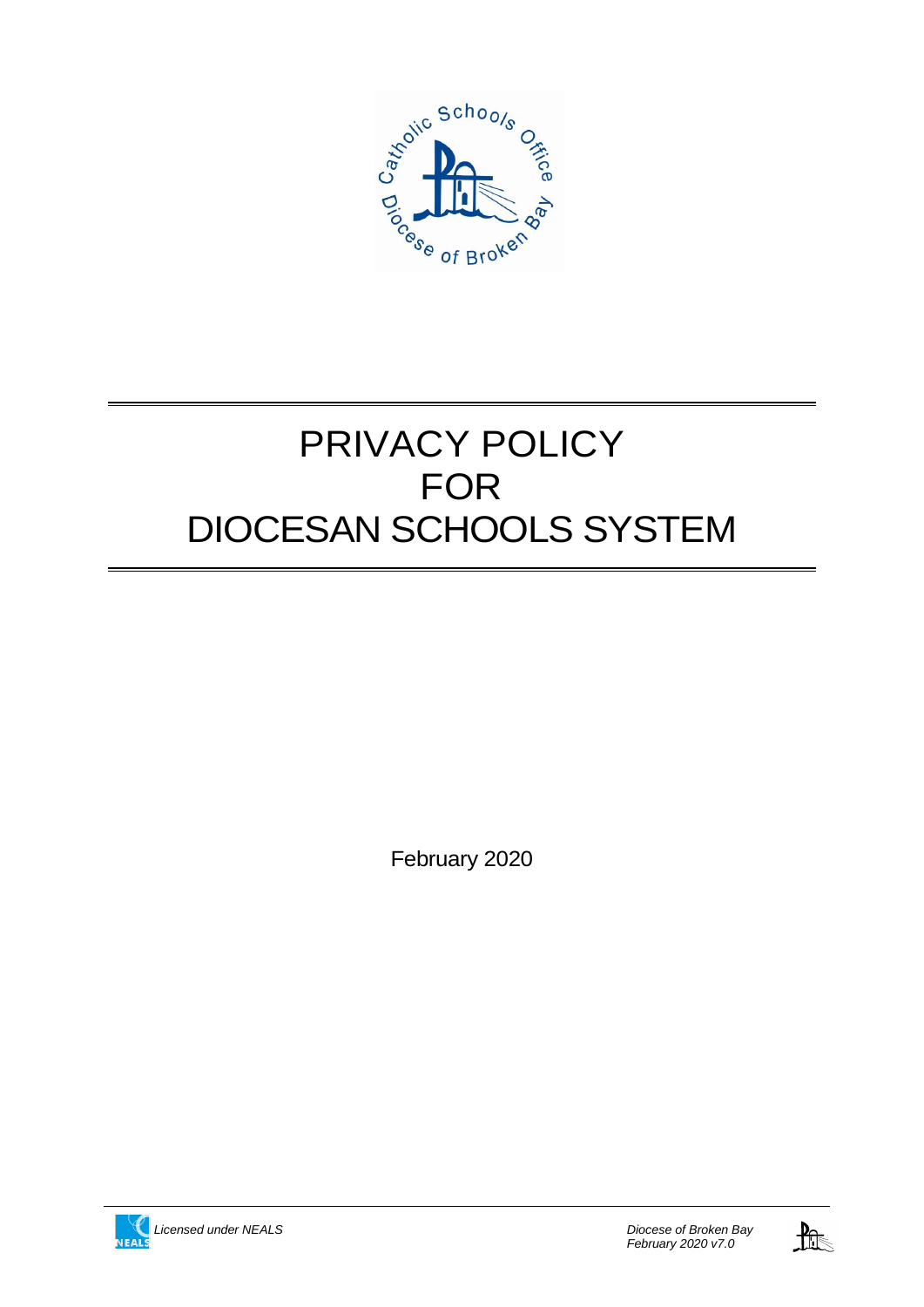# PRIVACY POLICY
# FOR
# DIOCESAN SCHOOLS SYSTEM

February 2020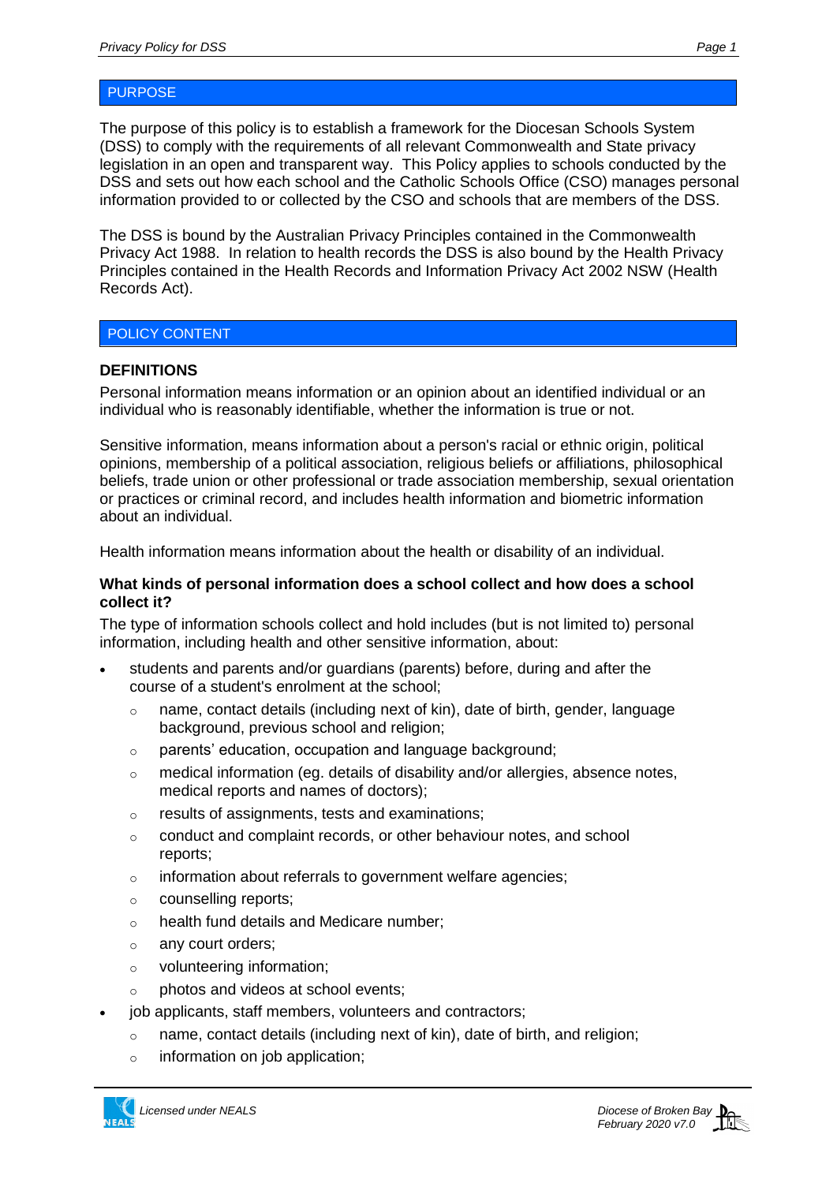## PURPOSE

The purpose of this policy is to establish a framework for the Diocesan Schools System (DSS) to comply with the requirements of all relevant Commonwealth and State privacy legislation in an open and transparent way. This Policy applies to schools conducted by the DSS and sets out how each school and the Catholic Schools Office (CSO) manages personal information provided to or collected by the CSO and schools that are members of the DSS.

The DSS is bound by the Australian Privacy Principles contained in the Commonwealth Privacy Act 1988. In relation to health records the DSS is also bound by the Health Privacy Principles contained in the Health Records and Information Privacy Act 2002 NSW (Health Records Act).

## POLICY CONTENT

### DEFINITIONS

Personal information means information or an opinion about an identified individual or an individual who is reasonably identifiable, whether the information is true or not.

Sensitive information, means information about a person's racial or ethnic origin, political opinions, membership of a political association, religious beliefs or affiliations, philosophical beliefs, trade union or other professional or trade association membership, sexual orientation or practices or criminal record, and includes health information and biometric information about an individual.

Health information means information about the health or disability of an individual.

### What kinds of personal information does a school collect and how does a school collect it?

The type of information schools collect and hold includes (but is not limited to) personal information, including health and other sensitive information, about:

- students and parents and/or guardians (parents) before, during and after the course of a student's enrolment at the school;
  - name, contact details (including next of kin), date of birth, gender, language background, previous school and religion;
  - parents' education, occupation and language background;
  - medical information (eg. details of disability and/or allergies, absence notes, medical reports and names of doctors);
  - results of assignments, tests and examinations;
  - conduct and complaint records, or other behaviour notes, and school reports;
  - information about referrals to government welfare agencies;
  - counselling reports;
  - health fund details and Medicare number;
  - any court orders;
  - volunteering information;
  - photos and videos at school events;
- job applicants, staff members, volunteers and contractors;
  - name, contact details (including next of kin), date of birth, and religion;
  - information on job application;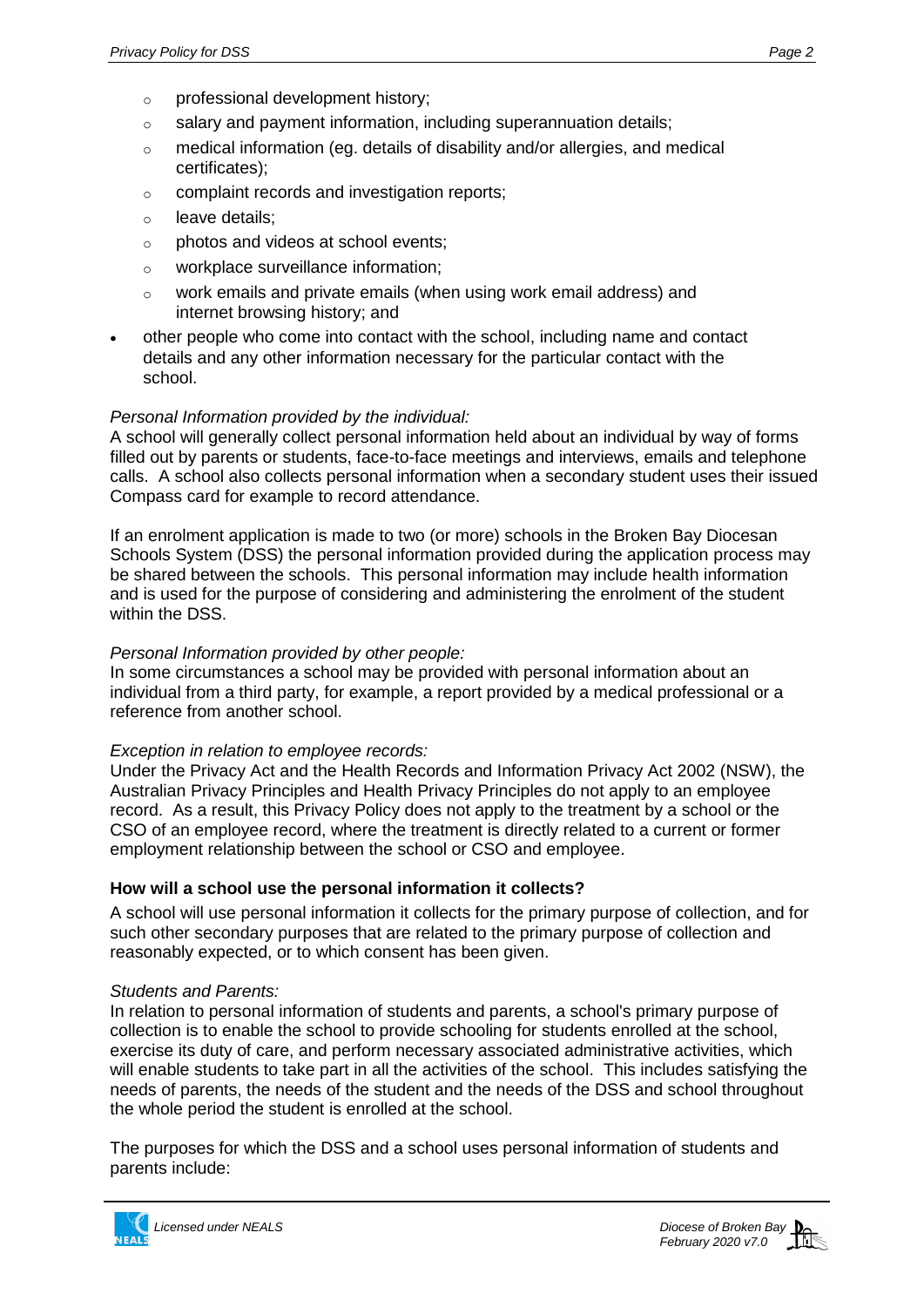- professional development history;
  - salary and payment information, including superannuation details;
  - medical information (eg. details of disability and/or allergies, and medical certificates);
  - complaint records and investigation reports;
  - leave details;
  - photos and videos at school events;
  - workplace surveillance information;
  - work emails and private emails (when using work email address) and internet browsing history; and
- other people who come into contact with the school, including name and contact details and any other information necessary for the particular contact with the school.

*Personal Information provided by the individual:*
A school will generally collect personal information held about an individual by way of forms filled out by parents or students, face-to-face meetings and interviews, emails and telephone calls. A school also collects personal information when a secondary student uses their issued Compass card for example to record attendance.

If an enrolment application is made to two (or more) schools in the Broken Bay Diocesan Schools System (DSS) the personal information provided during the application process may be shared between the schools. This personal information may include health information and is used for the purpose of considering and administering the enrolment of the student within the DSS.

*Personal Information provided by other people:*
In some circumstances a school may be provided with personal information about an individual from a third party, for example, a report provided by a medical professional or a reference from another school.

*Exception in relation to employee records:*
Under the Privacy Act and the Health Records and Information Privacy Act 2002 (NSW), the Australian Privacy Principles and Health Privacy Principles do not apply to an employee record. As a result, this Privacy Policy does not apply to the treatment by a school or the CSO of an employee record, where the treatment is directly related to a current or former employment relationship between the school or CSO and employee.

**How will a school use the personal information it collects?**

A school will use personal information it collects for the primary purpose of collection, and for such other secondary purposes that are related to the primary purpose of collection and reasonably expected, or to which consent has been given.

*Students and Parents:*
In relation to personal information of students and parents, a school's primary purpose of collection is to enable the school to provide schooling for students enrolled at the school, exercise its duty of care, and perform necessary associated administrative activities, which will enable students to take part in all the activities of the school. This includes satisfying the needs of parents, the needs of the student and the needs of the DSS and school throughout the whole period the student is enrolled at the school.

The purposes for which the DSS and a school uses personal information of students and parents include: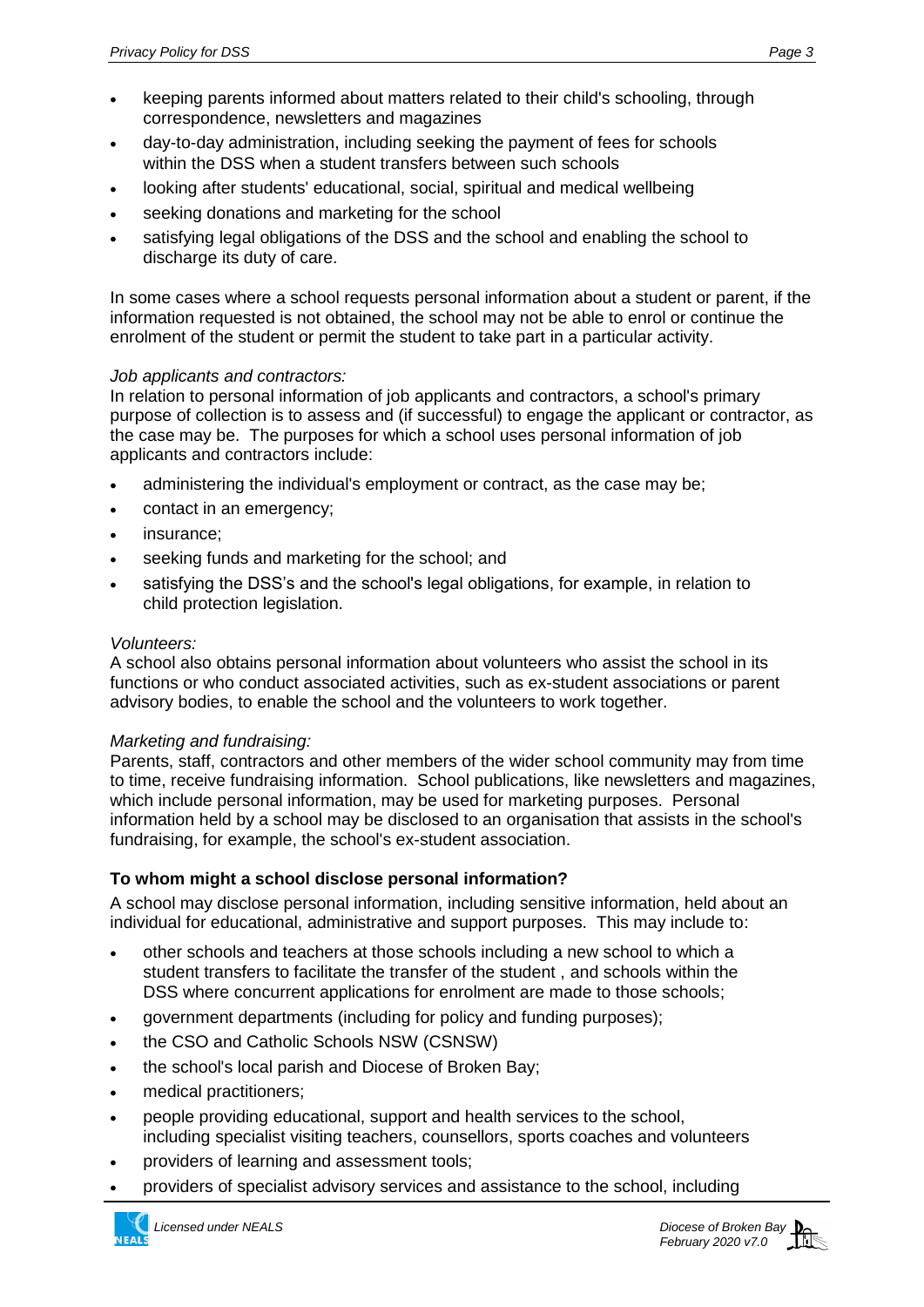- keeping parents informed about matters related to their child's schooling, through correspondence, newsletters and magazines
- day-to-day administration, including seeking the payment of fees for schools within the DSS when a student transfers between such schools
- looking after students' educational, social, spiritual and medical wellbeing
- seeking donations and marketing for the school
- satisfying legal obligations of the DSS and the school and enabling the school to discharge its duty of care.

In some cases where a school requests personal information about a student or parent, if the information requested is not obtained, the school may not be able to enrol or continue the enrolment of the student or permit the student to take part in a particular activity.

*Job applicants and contractors:*
In relation to personal information of job applicants and contractors, a school's primary purpose of collection is to assess and (if successful) to engage the applicant or contractor, as the case may be. The purposes for which a school uses personal information of job applicants and contractors include:

- administering the individual's employment or contract, as the case may be;
- contact in an emergency;
- insurance;
- seeking funds and marketing for the school; and
- satisfying the DSS's and the school's legal obligations, for example, in relation to child protection legislation.

*Volunteers:*
A school also obtains personal information about volunteers who assist the school in its functions or who conduct associated activities, such as ex-student associations or parent advisory bodies, to enable the school and the volunteers to work together.

*Marketing and fundraising:*
Parents, staff, contractors and other members of the wider school community may from time to time, receive fundraising information. School publications, like newsletters and magazines, which include personal information, may be used for marketing purposes. Personal information held by a school may be disclosed to an organisation that assists in the school's fundraising, for example, the school's ex-student association.

**To whom might a school disclose personal information?**

A school may disclose personal information, including sensitive information, held about an individual for educational, administrative and support purposes. This may include to:

- other schools and teachers at those schools including a new school to which a student transfers to facilitate the transfer of the student , and schools within the DSS where concurrent applications for enrolment are made to those schools;
- government departments (including for policy and funding purposes);
- the CSO and Catholic Schools NSW (CSNSW)
- the school's local parish and Diocese of Broken Bay;
- medical practitioners;
- people providing educational, support and health services to the school, including specialist visiting teachers, counsellors, sports coaches and volunteers
- providers of learning and assessment tools;
- providers of specialist advisory services and assistance to the school, including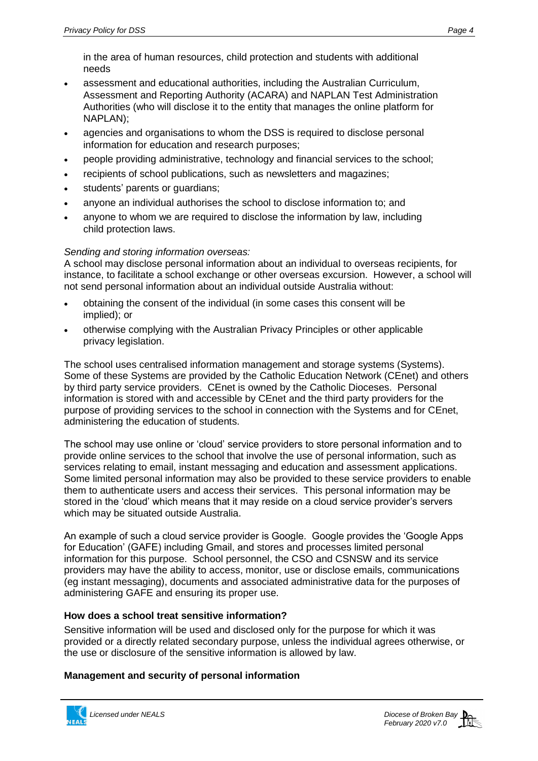in the area of human resources, child protection and students with additional needs

- assessment and educational authorities, including the Australian Curriculum, Assessment and Reporting Authority (ACARA) and NAPLAN Test Administration Authorities (who will disclose it to the entity that manages the online platform for NAPLAN);
- agencies and organisations to whom the DSS is required to disclose personal information for education and research purposes;
- people providing administrative, technology and financial services to the school;
- recipients of school publications, such as newsletters and magazines;
- students' parents or guardians;
- anyone an individual authorises the school to disclose information to; and
- anyone to whom we are required to disclose the information by law, including child protection laws.

*Sending and storing information overseas:*
A school may disclose personal information about an individual to overseas recipients, for instance, to facilitate a school exchange or other overseas excursion. However, a school will not send personal information about an individual outside Australia without:

- obtaining the consent of the individual (in some cases this consent will be implied); or
- otherwise complying with the Australian Privacy Principles or other applicable privacy legislation.

The school uses centralised information management and storage systems (Systems). Some of these Systems are provided by the Catholic Education Network (CEnet) and others by third party service providers. CEnet is owned by the Catholic Dioceses. Personal information is stored with and accessible by CEnet and the third party providers for the purpose of providing services to the school in connection with the Systems and for CEnet, administering the education of students.

The school may use online or 'cloud' service providers to store personal information and to provide online services to the school that involve the use of personal information, such as services relating to email, instant messaging and education and assessment applications. Some limited personal information may also be provided to these service providers to enable them to authenticate users and access their services. This personal information may be stored in the 'cloud' which means that it may reside on a cloud service provider's servers which may be situated outside Australia.

An example of such a cloud service provider is Google. Google provides the 'Google Apps for Education' (GAFE) including Gmail, and stores and processes limited personal information for this purpose. School personnel, the CSO and CSNSW and its service providers may have the ability to access, monitor, use or disclose emails, communications (eg instant messaging), documents and associated administrative data for the purposes of administering GAFE and ensuring its proper use.

**How does a school treat sensitive information?**

Sensitive information will be used and disclosed only for the purpose for which it was provided or a directly related secondary purpose, unless the individual agrees otherwise, or the use or disclosure of the sensitive information is allowed by law.

**Management and security of personal information**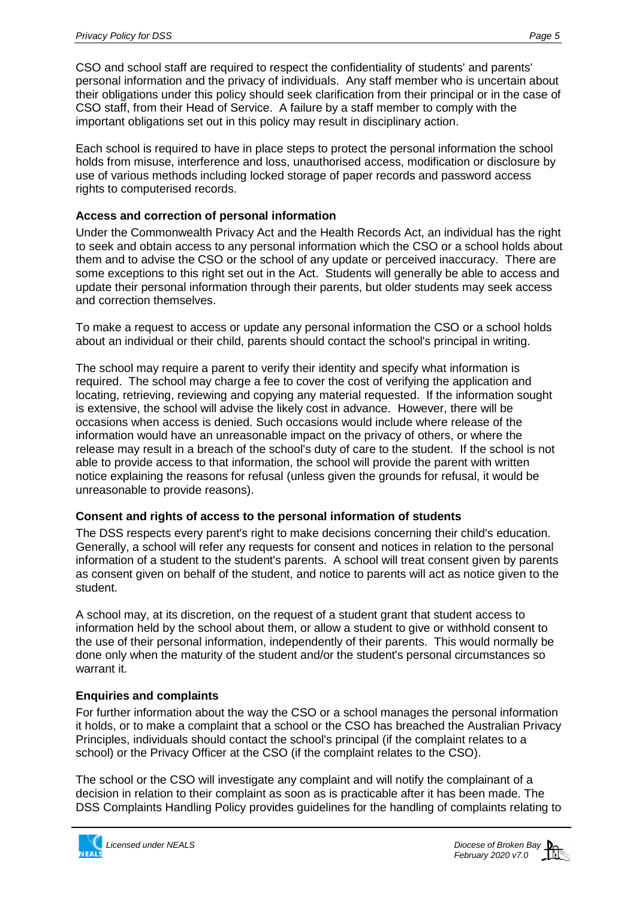CSO and school staff are required to respect the confidentiality of students' and parents' personal information and the privacy of individuals. Any staff member who is uncertain about their obligations under this policy should seek clarification from their principal or in the case of CSO staff, from their Head of Service. A failure by a staff member to comply with the important obligations set out in this policy may result in disciplinary action.

Each school is required to have in place steps to protect the personal information the school holds from misuse, interference and loss, unauthorised access, modification or disclosure by use of various methods including locked storage of paper records and password access rights to computerised records.

**Access and correction of personal information**

Under the Commonwealth Privacy Act and the Health Records Act, an individual has the right to seek and obtain access to any personal information which the CSO or a school holds about them and to advise the CSO or the school of any update or perceived inaccuracy. There are some exceptions to this right set out in the Act. Students will generally be able to access and update their personal information through their parents, but older students may seek access and correction themselves.

To make a request to access or update any personal information the CSO or a school holds about an individual or their child, parents should contact the school's principal in writing.

The school may require a parent to verify their identity and specify what information is required. The school may charge a fee to cover the cost of verifying the application and locating, retrieving, reviewing and copying any material requested. If the information sought is extensive, the school will advise the likely cost in advance. However, there will be occasions when access is denied. Such occasions would include where release of the information would have an unreasonable impact on the privacy of others, or where the release may result in a breach of the school's duty of care to the student. If the school is not able to provide access to that information, the school will provide the parent with written notice explaining the reasons for refusal (unless given the grounds for refusal, it would be unreasonable to provide reasons).

**Consent and rights of access to the personal information of students**

The DSS respects every parent's right to make decisions concerning their child's education. Generally, a school will refer any requests for consent and notices in relation to the personal information of a student to the student's parents. A school will treat consent given by parents as consent given on behalf of the student, and notice to parents will act as notice given to the student.

A school may, at its discretion, on the request of a student grant that student access to information held by the school about them, or allow a student to give or withhold consent to the use of their personal information, independently of their parents. This would normally be done only when the maturity of the student and/or the student's personal circumstances so warrant it.

**Enquiries and complaints**

For further information about the way the CSO or a school manages the personal information it holds, or to make a complaint that a school or the CSO has breached the Australian Privacy Principles, individuals should contact the school's principal (if the complaint relates to a school) or the Privacy Officer at the CSO (if the complaint relates to the CSO).

The school or the CSO will investigate any complaint and will notify the complainant of a decision in relation to their complaint as soon as is practicable after it has been made. The DSS Complaints Handling Policy provides guidelines for the handling of complaints relating to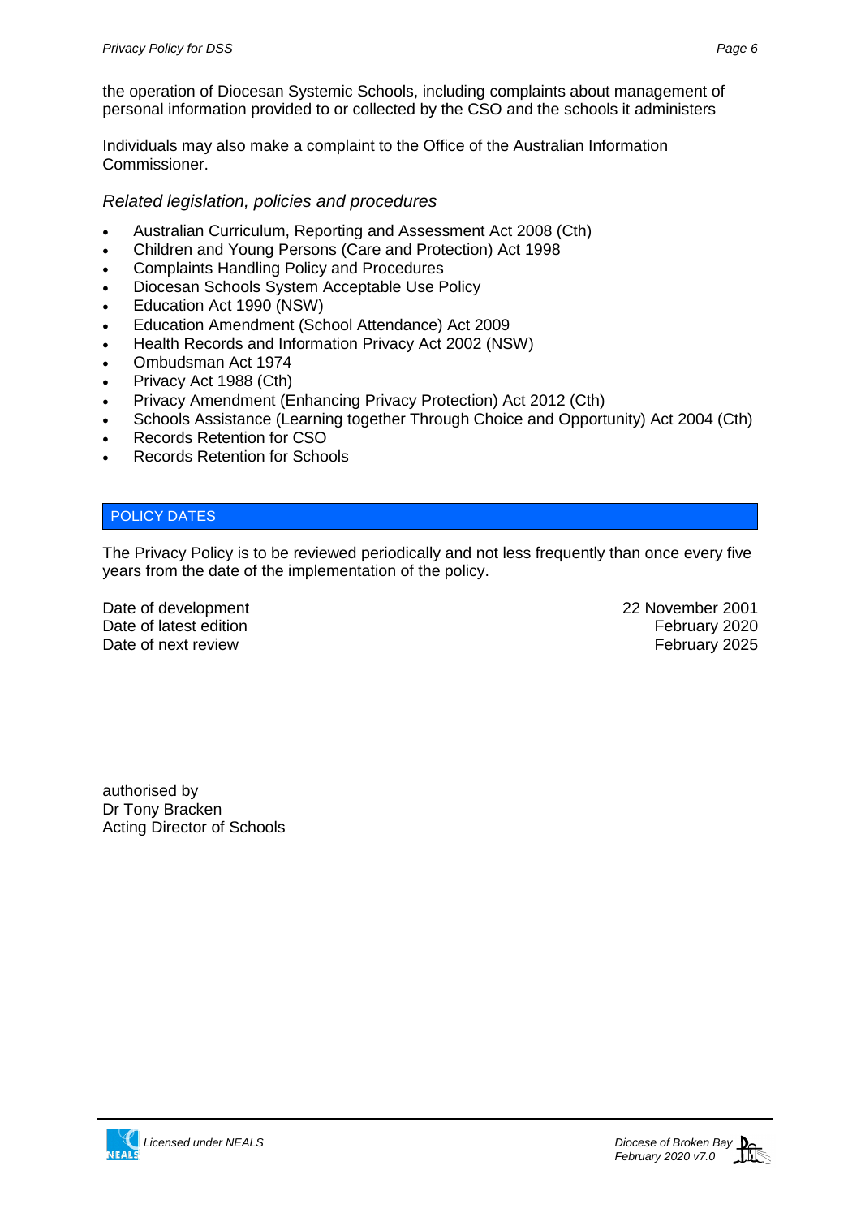the operation of Diocesan Systemic Schools, including complaints about management of personal information provided to or collected by the CSO and the schools it administers

Individuals may also make a complaint to the Office of the Australian Information Commissioner.

### *Related legislation, policies and procedures*

- Australian Curriculum, Reporting and Assessment Act 2008 (Cth)
- Children and Young Persons (Care and Protection) Act 1998
- Complaints Handling Policy and Procedures
- Diocesan Schools System Acceptable Use Policy
- Education Act 1990 (NSW)
- Education Amendment (School Attendance) Act 2009
- Health Records and Information Privacy Act 2002 (NSW)
- Ombudsman Act 1974
- Privacy Act 1988 (Cth)
- Privacy Amendment (Enhancing Privacy Protection) Act 2012 (Cth)
- Schools Assistance (Learning together Through Choice and Opportunity) Act 2004 (Cth)
- Records Retention for CSO
- Records Retention for Schools

## POLICY DATES

The Privacy Policy is to be reviewed periodically and not less frequently than once every five years from the date of the implementation of the policy.

| | |
|---|---|
| Date of development | 22 November 2001 |
| Date of latest edition | February 2020 |
| Date of next review | February 2025 |

authorised by
Dr Tony Bracken
Acting Director of Schools